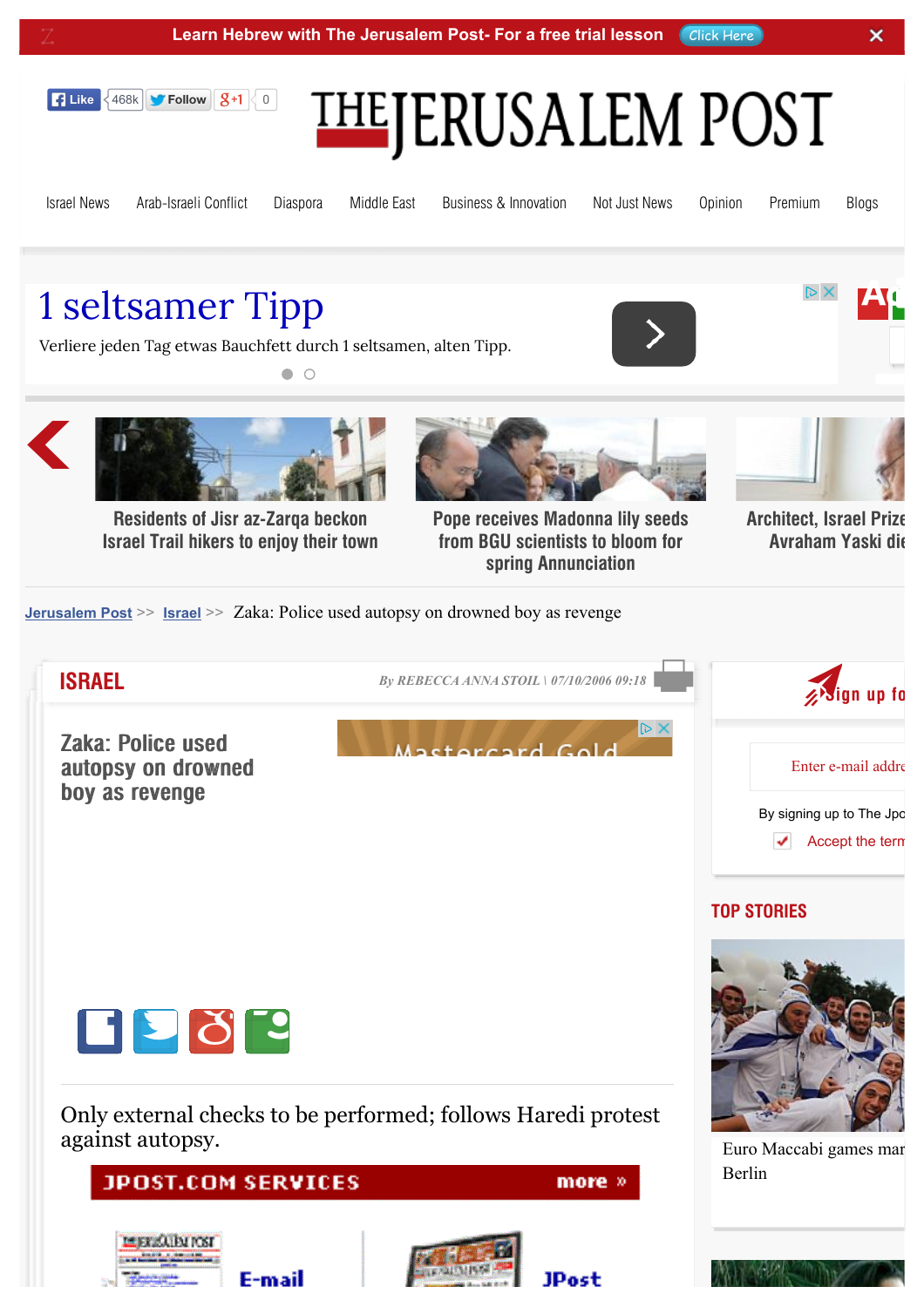Learn Hebrew with The Jerusalem Post- For a free trial lesson Click Here

# THE JERUSALEM POST

Israel News | Arab-Israeli Conflict | Diaspora | Middle East | Business & Innovation | Not Just News | Opinion | Premium | Blogs

1 seltsamer Tipp

Verliere jeden Tag etwas Bauchfett durch 1 seltsamen, alten Tipp.

Residents of Jisr az-Zarqa beckon Israel Trail hikers to enjoy their town

Pope receives Madonna lily seeds from BGU scientists to bloom for spring Annunciation

Architect, Israel Prize Avraham Yaski die

Jerusalem Post >> Israel >> Zaka: Police used autopsy on drowned boy as revenge

ISRAEL

*By REBECCA ANNA STOIL | 07/10/2006 09:18*

## Zaka: Police used autopsy on drowned boy as revenge

Only external checks to be performed; follows Haredi protest against autopsy.

JPOST.COM SERVICES more »

E-mail

JPost

Sign up fo

Enter e-mail addre

By signing up to The Jpo

Accept the term

TOP STORIES

Euro Maccabi games mar Berlin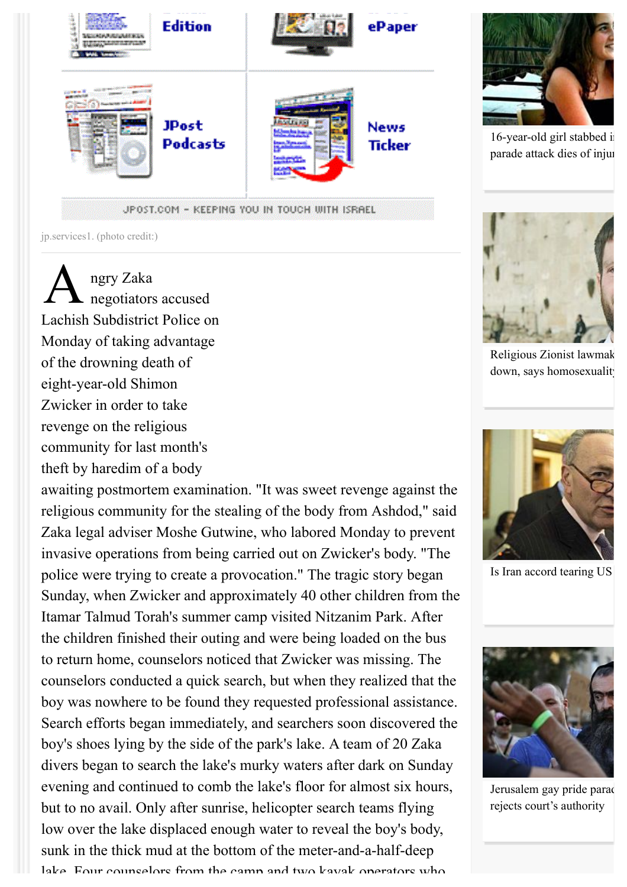jp.services1. (photo credit:)

Angry Zaka negotiators accused Lachish Subdistrict Police on Monday of taking advantage of the drowning death of eight-year-old Shimon Zwicker in order to take revenge on the religious community for last month's theft by haredim of a body awaiting postmortem examination. "It was sweet revenge against the religious community for the stealing of the body from Ashdod," said Zaka legal adviser Moshe Gutwine, who labored Monday to prevent invasive operations from being carried out on Zwicker's body. "The police were trying to create a provocation." The tragic story began Sunday, when Zwicker and approximately 40 other children from the Itamar Talmud Torah's summer camp visited Nitzanim Park. After the children finished their outing and were being loaded on the bus to return home, counselors noticed that Zwicker was missing. The counselors conducted a quick search, but when they realized that the boy was nowhere to be found they requested professional assistance. Search efforts began immediately, and searchers soon discovered the boy's shoes lying by the side of the park's lake. A team of 20 Zaka divers began to search the lake's murky waters after dark on Sunday evening and continued to comb the lake's floor for almost six hours, but to no avail. Only after sunrise, helicopter search teams flying low over the lake displaced enough water to reveal the boy's body, sunk in the thick mud at the bottom of the meter-and-a-half-deep lake. Four counselors from the camp and two kayak operators who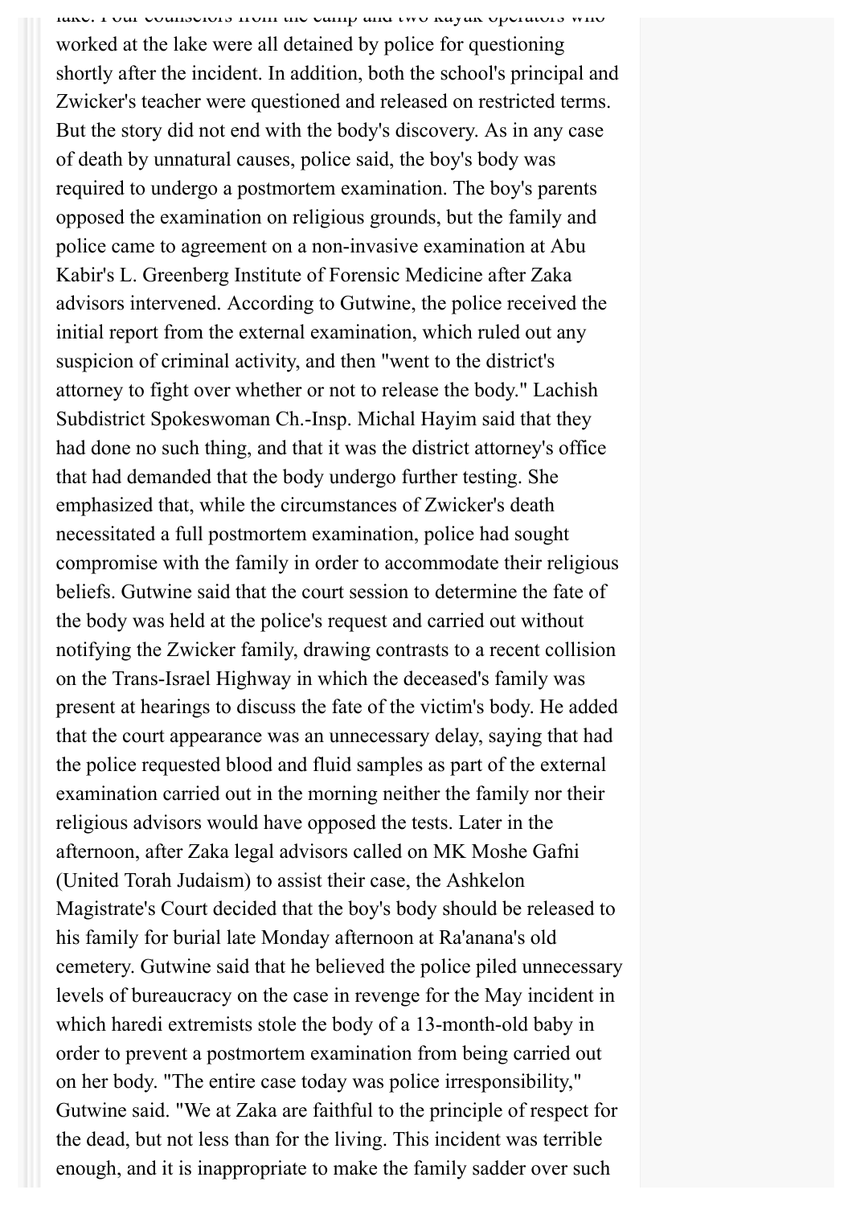lake. Four counselors from the camp and two kayak operators who worked at the lake were all detained by police for questioning shortly after the incident. In addition, both the school's principal and Zwicker's teacher were questioned and released on restricted terms. But the story did not end with the body's discovery. As in any case of death by unnatural causes, police said, the boy's body was required to undergo a postmortem examination. The boy's parents opposed the examination on religious grounds, but the family and police came to agreement on a non-invasive examination at Abu Kabir's L. Greenberg Institute of Forensic Medicine after Zaka advisors intervened. According to Gutwine, the police received the initial report from the external examination, which ruled out any suspicion of criminal activity, and then "went to the district's attorney to fight over whether or not to release the body." Lachish Subdistrict Spokeswoman Ch.-Insp. Michal Hayim said that they had done no such thing, and that it was the district attorney's office that had demanded that the body undergo further testing. She emphasized that, while the circumstances of Zwicker's death necessitated a full postmortem examination, police had sought compromise with the family in order to accommodate their religious beliefs. Gutwine said that the court session to determine the fate of the body was held at the police's request and carried out without notifying the Zwicker family, drawing contrasts to a recent collision on the Trans-Israel Highway in which the deceased's family was present at hearings to discuss the fate of the victim's body. He added that the court appearance was an unnecessary delay, saying that had the police requested blood and fluid samples as part of the external examination carried out in the morning neither the family nor their religious advisors would have opposed the tests. Later in the afternoon, after Zaka legal advisors called on MK Moshe Gafni (United Torah Judaism) to assist their case, the Ashkelon Magistrate's Court decided that the boy's body should be released to his family for burial late Monday afternoon at Ra'anana's old cemetery. Gutwine said that he believed the police piled unnecessary levels of bureaucracy on the case in revenge for the May incident in which haredi extremists stole the body of a 13-month-old baby in order to prevent a postmortem examination from being carried out on her body. "The entire case today was police irresponsibility," Gutwine said. "We at Zaka are faithful to the principle of respect for the dead, but not less than for the living. This incident was terrible enough, and it is inappropriate to make the family sadder over such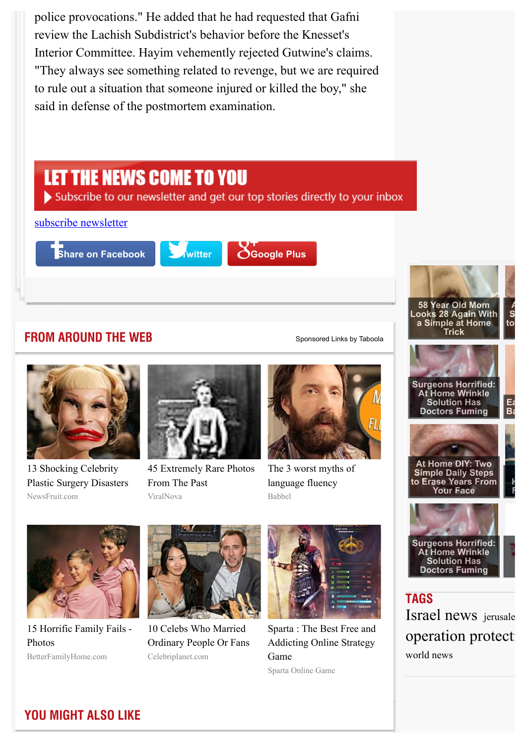police provocations." He added that he had requested that Gafni review the Lachish Subdistrict's behavior before the Knesset's Interior Committee. Hayim vehemently rejected Gutwine's claims. "They always see something related to revenge, but we are required to rule out a situation that someone injured or killed the boy," she said in defense of the postmortem examination.

**LET THE NEWS COME TO YOU**

Subscribe to our newsletter and get our top stories directly to your inbox

subscribe newsletter

Share on Facebook | Twitter | Google Plus

## FROM AROUND THE WEB

Sponsored Links by Taboola

13 Shocking Celebrity Plastic Surgery Disasters
NewsFruit.com

45 Extremely Rare Photos From The Past
ViralNova

The 3 worst myths of language fluency
Babbel

15 Horrific Family Fails - Photos
BetterFamilyHome.com

10 Celebs Who Married Ordinary People Or Fans
Celebriplanet.com

Sparta : The Best Free and Addicting Online Strategy Game
Sparta Online Game

## YOU MIGHT ALSO LIKE

58 Year Old Mom Looks 28 Again With a Simple at Home Trick

Surgeons Horrified: At Home Wrinkle Solution Has Doctors Fuming

At Home DIY: Two Simple Daily Steps to Erase Years From Your Face

Surgeons Horrified: At Home Wrinkle Solution Has Doctors Fuming

## TAGS

Israel news jerusale

operation protect

world news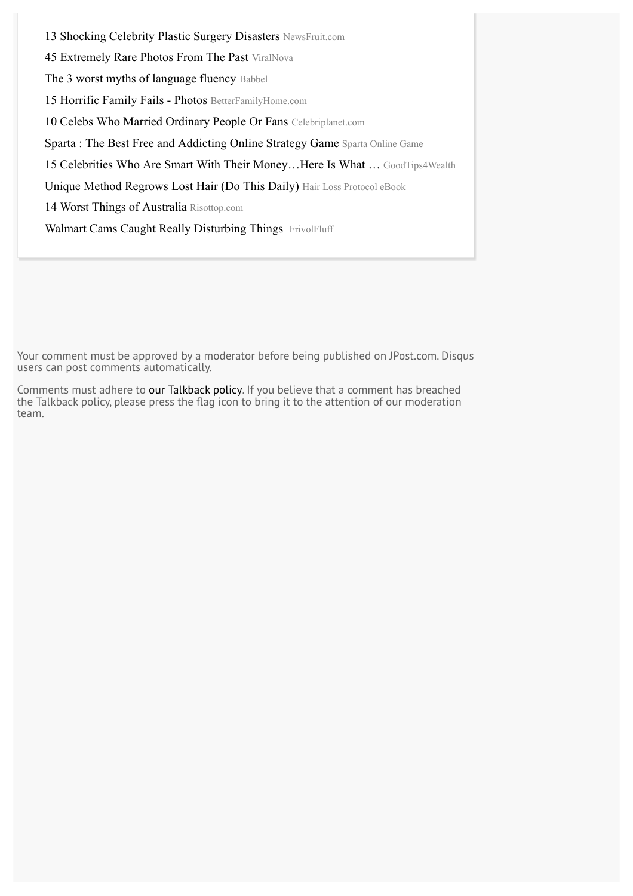13 Shocking Celebrity Plastic Surgery Disasters NewsFruit.com

45 Extremely Rare Photos From The Past ViralNova

The 3 worst myths of language fluency Babbel

15 Horrific Family Fails - Photos BetterFamilyHome.com

10 Celebs Who Married Ordinary People Or Fans Celebriplanet.com

Sparta : The Best Free and Addicting Online Strategy Game Sparta Online Game

15 Celebrities Who Are Smart With Their Money…Here Is What … GoodTips4Wealth

Unique Method Regrows Lost Hair (Do This Daily) Hair Loss Protocol eBook

14 Worst Things of Australia Risottop.com

Walmart Cams Caught Really Disturbing Things FrivolFluff

Your comment must be approved by a moderator before being published on JPost.com. Disqus users can post comments automatically.

Comments must adhere to our Talkback policy. If you believe that a comment has breached the Talkback policy, please press the flag icon to bring it to the attention of our moderation team.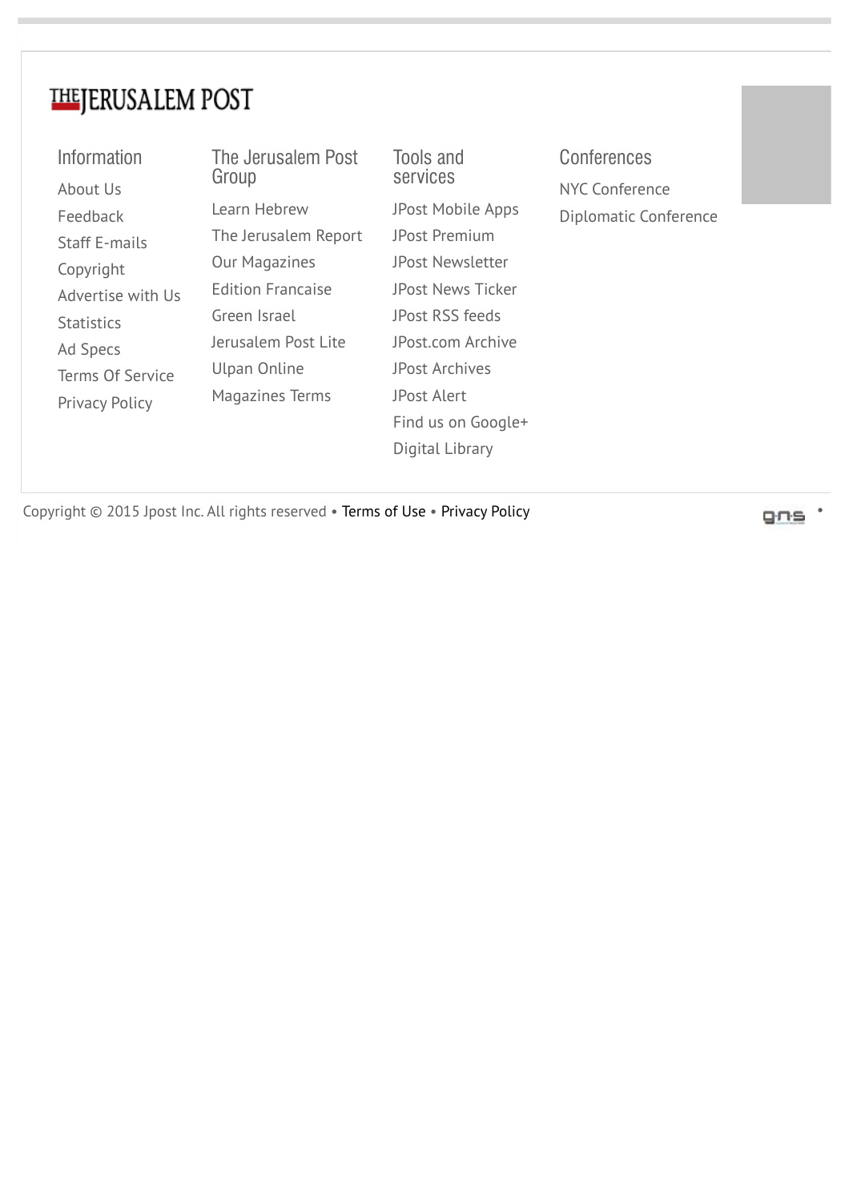THE JERUSALEM POST

### Information

- About Us
- Feedback
- Staff E-mails
- Copyright
- Advertise with Us
- Statistics
- Ad Specs
- Terms Of Service
- Privacy Policy

### The Jerusalem Post Group

- Learn Hebrew
- The Jerusalem Report
- Our Magazines
- Edition Francaise
- Green Israel
- Jerusalem Post Lite
- Ulpan Online
- Magazines Terms

### Tools and services

- JPost Mobile Apps
- JPost Premium
- JPost Newsletter
- JPost News Ticker
- JPost RSS feeds
- JPost.com Archive
- JPost Archives
- JPost Alert
- Find us on Google+
- Digital Library

### Conferences

- NYC Conference
- Diplomatic Conference

Copyright © 2015 Jpost Inc. All rights reserved • Terms of Use • Privacy Policy